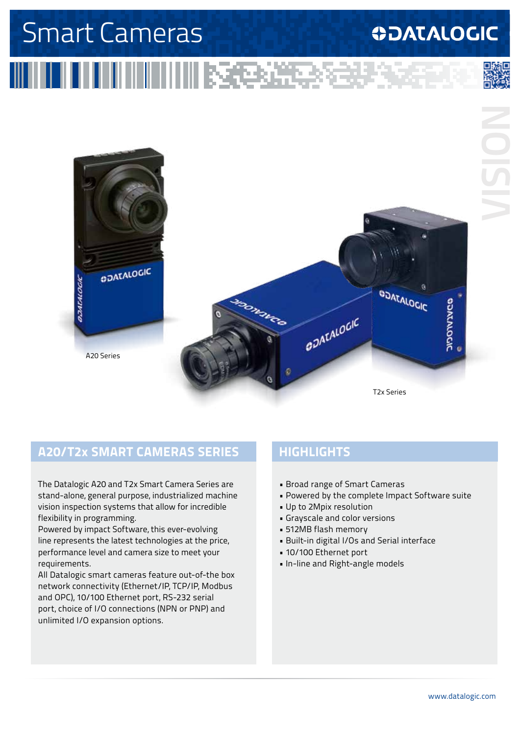# Smart Cameras

DATALOGIC

VISION

A20 Series

T2x Series

## A20/T2x SMART CAMERAS SERIES

The Datalogic A20 and T2x Smart Camera Series are stand-alone, general purpose, industrialized machine vision inspection systems that allow for incredible flexibility in programming.

Powered by impact Software, this ever-evolving line represents the latest technologies at the price, performance level and camera size to meet your requirements.

All Datalogic smart cameras feature out-of-the box network connectivity (Ethernet/IP, TCP/IP, Modbus and OPC), 10/100 Ethernet port, RS-232 serial port, choice of I/O connections (NPN or PNP) and unlimited I/O expansion options.

## HIGHLIGHTS

- Broad range of Smart Cameras
- Powered by the complete Impact Software suite
- Up to 2Mpix resolution
- Grayscale and color versions
- 512MB flash memory
- Built-in digital I/Os and Serial interface
- 10/100 Ethernet port
- In-line and Right-angle models

www.datalogic.com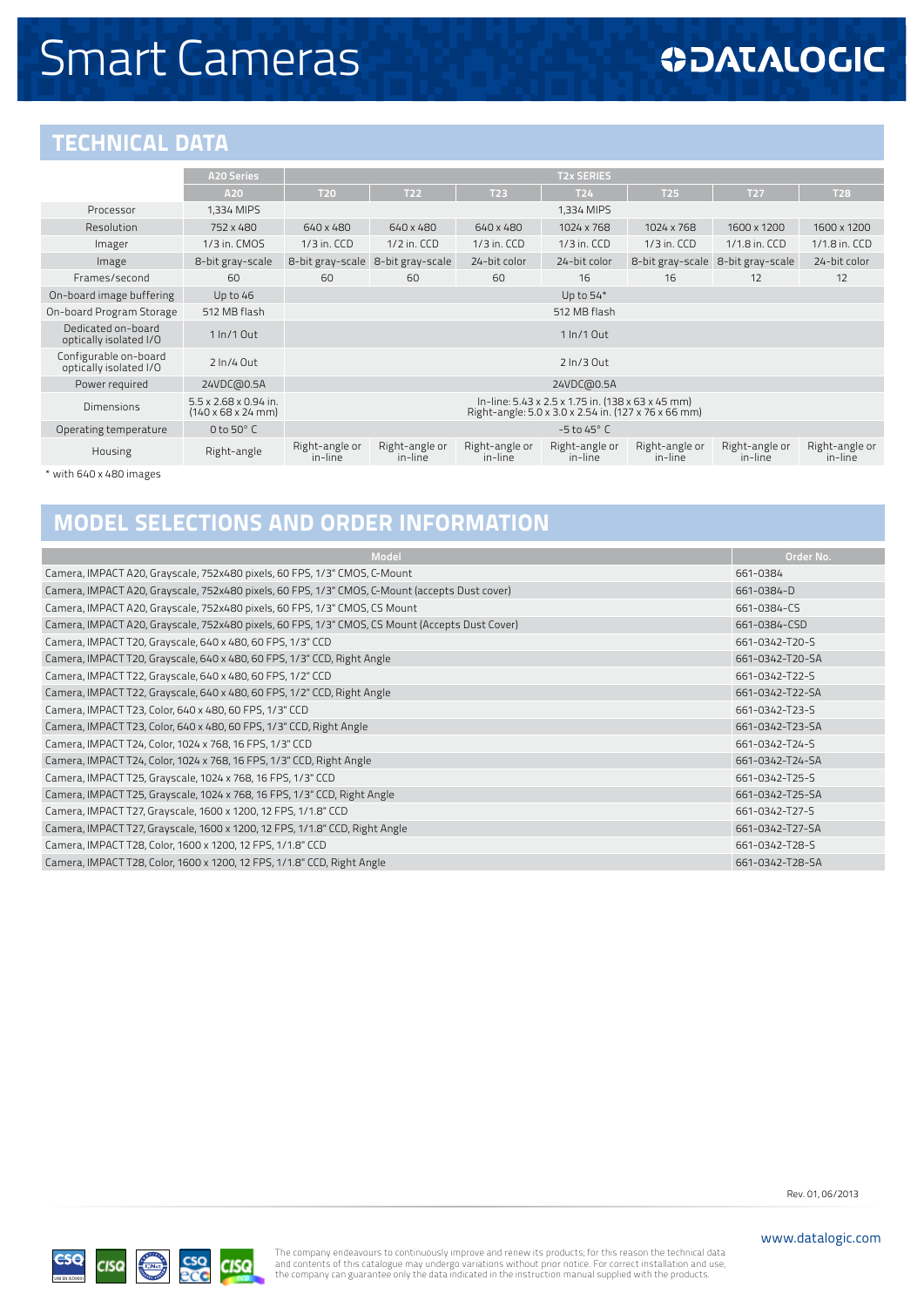# Smart Cameras

## TECHNICAL DATA

| | A20 Series | T2x SERIES | | | | | | |
|---|---|---|---|---|---|---|---|---|
| | A20 | T20 | T22 | T23 | T24 | T25 | T27 | T28 |
| Processor | 1,334 MIPS | 1,334 MIPS | | | | | | |
| Resolution | 752 x 480 | 640 x 480 | 640 x 480 | 640 x 480 | 1024 x 768 | 1024 x 768 | 1600 x 1200 | 1600 x 1200 |
| Imager | 1/3 in. CMOS | 1/3 in. CCD | 1/2 in. CCD | 1/3 in. CCD | 1/3 in. CCD | 1/3 in. CCD | 1/1.8 in. CCD | 1/1.8 in. CCD |
| Image | 8-bit gray-scale | 8-bit gray-scale | 8-bit gray-scale | 24-bit color | 24-bit color | 8-bit gray-scale | 8-bit gray-scale | 24-bit color |
| Frames/second | 60 | 60 | 60 | 60 | 16 | 16 | 12 | 12 |
| On-board image buffering | Up to 46 | Up to 54* | | | | | | |
| On-board Program Storage | 512 MB flash | 512 MB flash | | | | | | |
| Dedicated on-board optically isolated I/O | 1 In/1 Out | 1 In/1 Out | | | | | | |
| Configurable on-board optically isolated I/O | 2 In/4 Out | 2 In/3 Out | | | | | | |
| Power required | 24VDC@0.5A | 24VDC@0.5A | | | | | | |
| Dimensions | 5.5 x 2.68 x 0.94 in. (140 x 68 x 24 mm) | In-line: 5.43 x 2.5 x 1.75 in. (138 x 63 x 45 mm) Right-angle: 5.0 x 3.0 x 2.54 in. (127 x 76 x 66 mm) | | | | | | |
| Operating temperature | 0 to 50° C | -5 to 45° C | | | | | | |
| Housing | Right-angle | Right-angle or in-line | Right-angle or in-line | Right-angle or in-line | Right-angle or in-line | Right-angle or in-line | Right-angle or in-line | Right-angle or in-line |

* with 640 x 480 images

## MODEL SELECTIONS AND ORDER INFORMATION

| Model | Order No. |
|---|---|
| Camera, IMPACT A20, Grayscale, 752x480 pixels, 60 FPS, 1/3" CMOS, C-Mount | 661-0384 |
| Camera, IMPACT A20, Grayscale, 752x480 pixels, 60 FPS, 1/3" CMOS, C-Mount (accepts Dust cover) | 661-0384-D |
| Camera, IMPACT A20, Grayscale, 752x480 pixels, 60 FPS, 1/3" CMOS, CS Mount | 661-0384-CS |
| Camera, IMPACT A20, Grayscale, 752x480 pixels, 60 FPS, 1/3" CMOS, CS Mount (Accepts Dust Cover) | 661-0384-CSD |
| Camera, IMPACT T20, Grayscale, 640 x 480, 60 FPS, 1/3" CCD | 661-0342-T20-S |
| Camera, IMPACT T20, Grayscale, 640 x 480, 60 FPS, 1/3" CCD, Right Angle | 661-0342-T20-SA |
| Camera, IMPACT T22, Grayscale, 640 x 480, 60 FPS, 1/2" CCD | 661-0342-T22-S |
| Camera, IMPACT T22, Grayscale, 640 x 480, 60 FPS, 1/2" CCD, Right Angle | 661-0342-T22-SA |
| Camera, IMPACT T23, Color, 640 x 480, 60 FPS, 1/3" CCD | 661-0342-T23-S |
| Camera, IMPACT T23, Color, 640 x 480, 60 FPS, 1/3" CCD, Right Angle | 661-0342-T23-SA |
| Camera, IMPACT T24, Color, 1024 x 768, 16 FPS, 1/3" CCD | 661-0342-T24-S |
| Camera, IMPACT T24, Color, 1024 x 768, 16 FPS, 1/3" CCD, Right Angle | 661-0342-T24-SA |
| Camera, IMPACT T25, Grayscale, 1024 x 768, 16 FPS, 1/3" CCD | 661-0342-T25-S |
| Camera, IMPACT T25, Grayscale, 1024 x 768, 16 FPS, 1/3" CCD, Right Angle | 661-0342-T25-SA |
| Camera, IMPACT T27, Grayscale, 1600 x 1200, 12 FPS, 1/1.8" CCD | 661-0342-T27-S |
| Camera, IMPACT T27, Grayscale, 1600 x 1200, 12 FPS, 1/1.8" CCD, Right Angle | 661-0342-T27-SA |
| Camera, IMPACT T28, Color, 1600 x 1200, 12 FPS, 1/1.8" CCD | 661-0342-T28-S |
| Camera, IMPACT T28, Color, 1600 x 1200, 12 FPS, 1/1.8" CCD, Right Angle | 661-0342-T28-SA |

Rev. 01, 06/2013

www.datalogic.com

The company endeavours to continuously improve and renew its products; for this reason the technical data and contents of this catalogue may undergo variations without prior notice. For correct installation and use, the company can guarantee only the data indicated in the instruction manual supplied with the products.